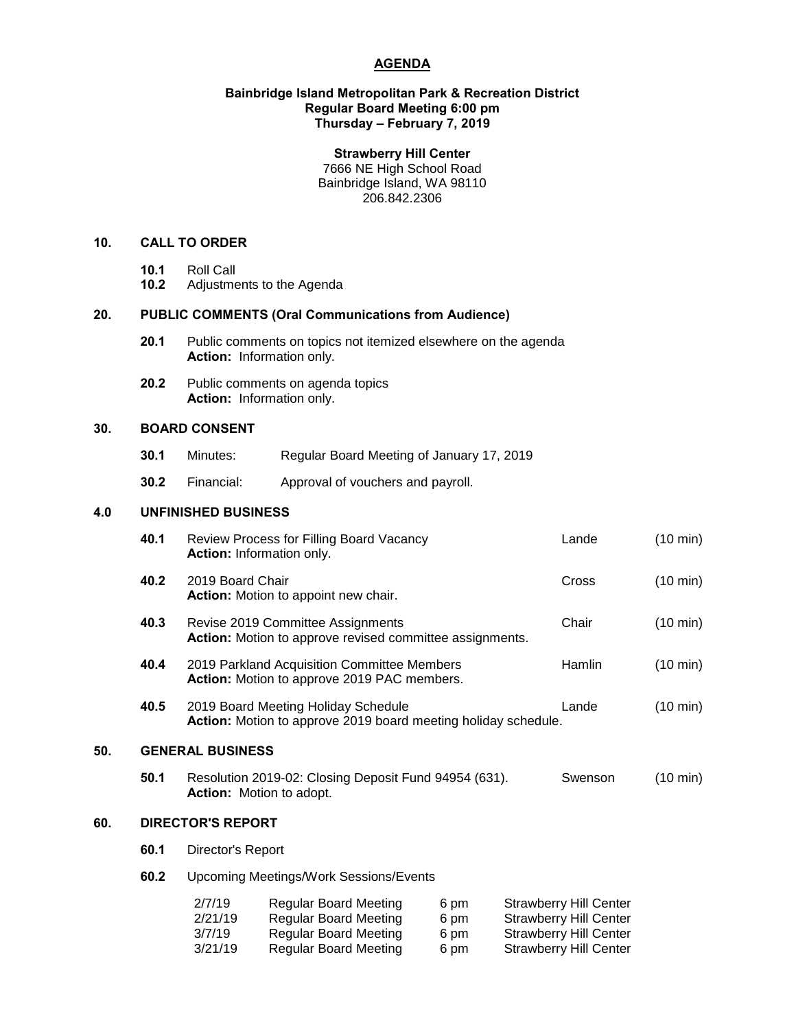# AGENDA

**Bainbridge Island Metropolitan Park & Recreation District**
**Regular Board Meeting 6:00 pm**
**Thursday – February 7, 2019**

**Strawberry Hill Center**
7666 NE High School Road
Bainbridge Island, WA 98110
206.842.2306

## 10. CALL TO ORDER

- **10.1** Roll Call
- **10.2** Adjustments to the Agenda

## 20. PUBLIC COMMENTS (Oral Communications from Audience)

**20.1** Public comments on topics not itemized elsewhere on the agenda
**Action:** Information only.

**20.2** Public comments on agenda topics
**Action:** Information only.

## 30. BOARD CONSENT

**30.1** Minutes: Regular Board Meeting of January 17, 2019

**30.2** Financial: Approval of vouchers and payroll.

## 4.0 UNFINISHED BUSINESS

| | Item | Presenter | Time |
|---|---|---|---|
| **40.1** | Review Process for Filling Board Vacancy<br>**Action:** Information only. | Lande | (10 min) |
| **40.2** | 2019 Board Chair<br>**Action:** Motion to appoint new chair. | Cross | (10 min) |
| **40.3** | Revise 2019 Committee Assignments<br>**Action:** Motion to approve revised committee assignments. | Chair | (10 min) |
| **40.4** | 2019 Parkland Acquisition Committee Members<br>**Action:** Motion to approve 2019 PAC members. | Hamlin | (10 min) |
| **40.5** | 2019 Board Meeting Holiday Schedule<br>**Action:** Motion to approve 2019 board meeting holiday schedule. | Lande | (10 min) |

## 50. GENERAL BUSINESS

| | Item | Presenter | Time |
|---|---|---|---|
| **50.1** | Resolution 2019-02: Closing Deposit Fund 94954 (631).<br>**Action:** Motion to adopt. | Swenson | (10 min) |

## 60. DIRECTOR'S REPORT

**60.1** Director's Report

**60.2** Upcoming Meetings/Work Sessions/Events

| Date | Meeting | Time | Location |
|---|---|---|---|
| 2/7/19 | Regular Board Meeting | 6 pm | Strawberry Hill Center |
| 2/21/19 | Regular Board Meeting | 6 pm | Strawberry Hill Center |
| 3/7/19 | Regular Board Meeting | 6 pm | Strawberry Hill Center |
| 3/21/19 | Regular Board Meeting | 6 pm | Strawberry Hill Center |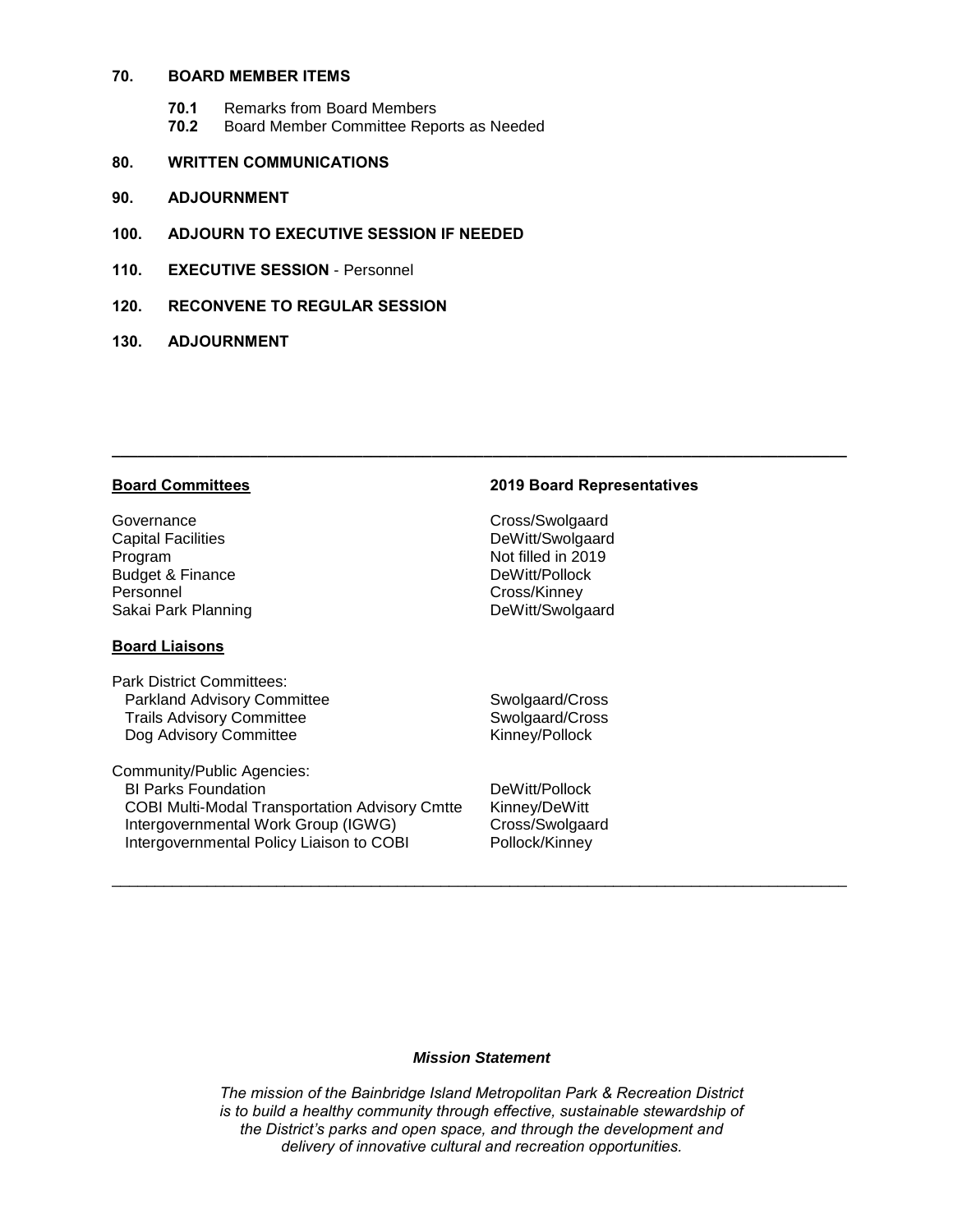**70. BOARD MEMBER ITEMS**

- **70.1** Remarks from Board Members
- **70.2** Board Member Committee Reports as Needed

**80. WRITTEN COMMUNICATIONS**

**90. ADJOURNMENT**

**100. ADJOURN TO EXECUTIVE SESSION IF NEEDED**

**110. EXECUTIVE SESSION** - Personnel

**120. RECONVENE TO REGULAR SESSION**

**130. ADJOURNMENT**

---

| <u>**Board Committees**</u> | **2019 Board Representatives** |
|---|---|
| Governance | Cross/Swolgaard |
| Capital Facilities | DeWitt/Swolgaard |
| Program | Not filled in 2019 |
| Budget & Finance | DeWitt/Pollock |
| Personnel | Cross/Kinney |
| Sakai Park Planning | DeWitt/Swolgaard |

<u>**Board Liaisons**</u>

| | |
|---|---|
| Park District Committees: | |
| Parkland Advisory Committee | Swolgaard/Cross |
| Trails Advisory Committee | Swolgaard/Cross |
| Dog Advisory Committee | Kinney/Pollock |
| Community/Public Agencies: | |
| BI Parks Foundation | DeWitt/Pollock |
| COBI Multi-Modal Transportation Advisory Cmtte | Kinney/DeWitt |
| Intergovernmental Work Group (IGWG) | Cross/Swolgaard |
| Intergovernmental Policy Liaison to COBI | Pollock/Kinney |

---

***Mission Statement***

*The mission of the Bainbridge Island Metropolitan Park & Recreation District is to build a healthy community through effective, sustainable stewardship of the District's parks and open space, and through the development and delivery of innovative cultural and recreation opportunities.*